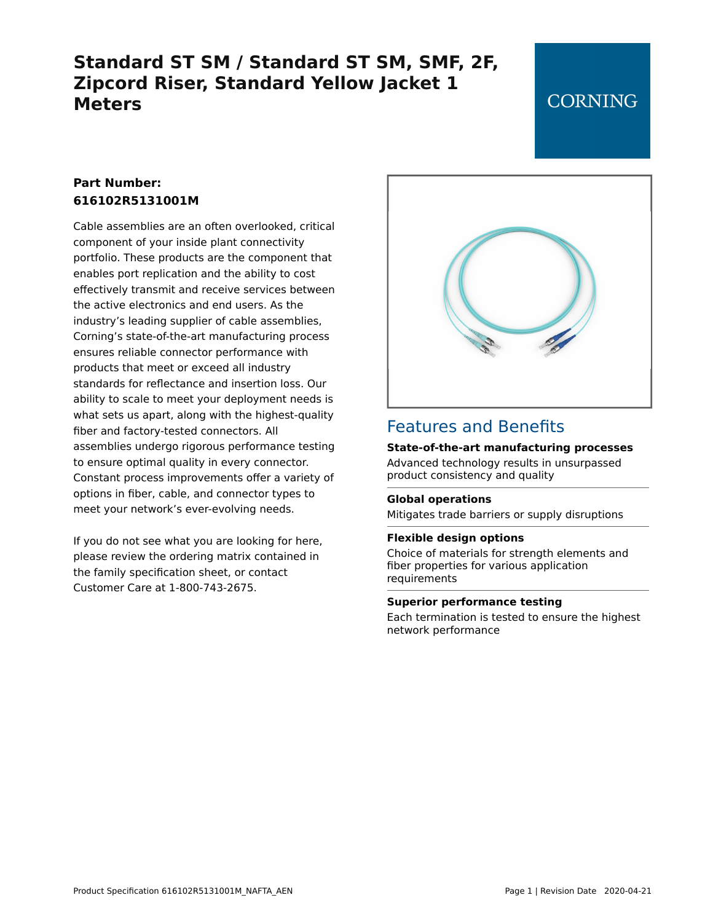# Standard ST SM / Standard ST SM, SMF, 2F, Zipcord Riser, Standard Yellow Jacket 1 Meters

CORNING

**Part Number: 616102R5131001M**

Cable assemblies are an often overlooked, critical component of your inside plant connectivity portfolio. These products are the component that enables port replication and the ability to cost effectively transmit and receive services between the active electronics and end users. As the industry's leading supplier of cable assemblies, Corning's state-of-the-art manufacturing process ensures reliable connector performance with products that meet or exceed all industry standards for reflectance and insertion loss. Our ability to scale to meet your deployment needs is what sets us apart, along with the highest-quality fiber and factory-tested connectors. All assemblies undergo rigorous performance testing to ensure optimal quality in every connector. Constant process improvements offer a variety of options in fiber, cable, and connector types to meet your network's ever-evolving needs.

If you do not see what you are looking for here, please review the ordering matrix contained in the family specification sheet, or contact Customer Care at 1-800-743-2675.

## Features and Benefits

**State-of-the-art manufacturing processes**
Advanced technology results in unsurpassed product consistency and quality

**Global operations**
Mitigates trade barriers or supply disruptions

**Flexible design options**
Choice of materials for strength elements and fiber properties for various application requirements

**Superior performance testing**
Each termination is tested to ensure the highest network performance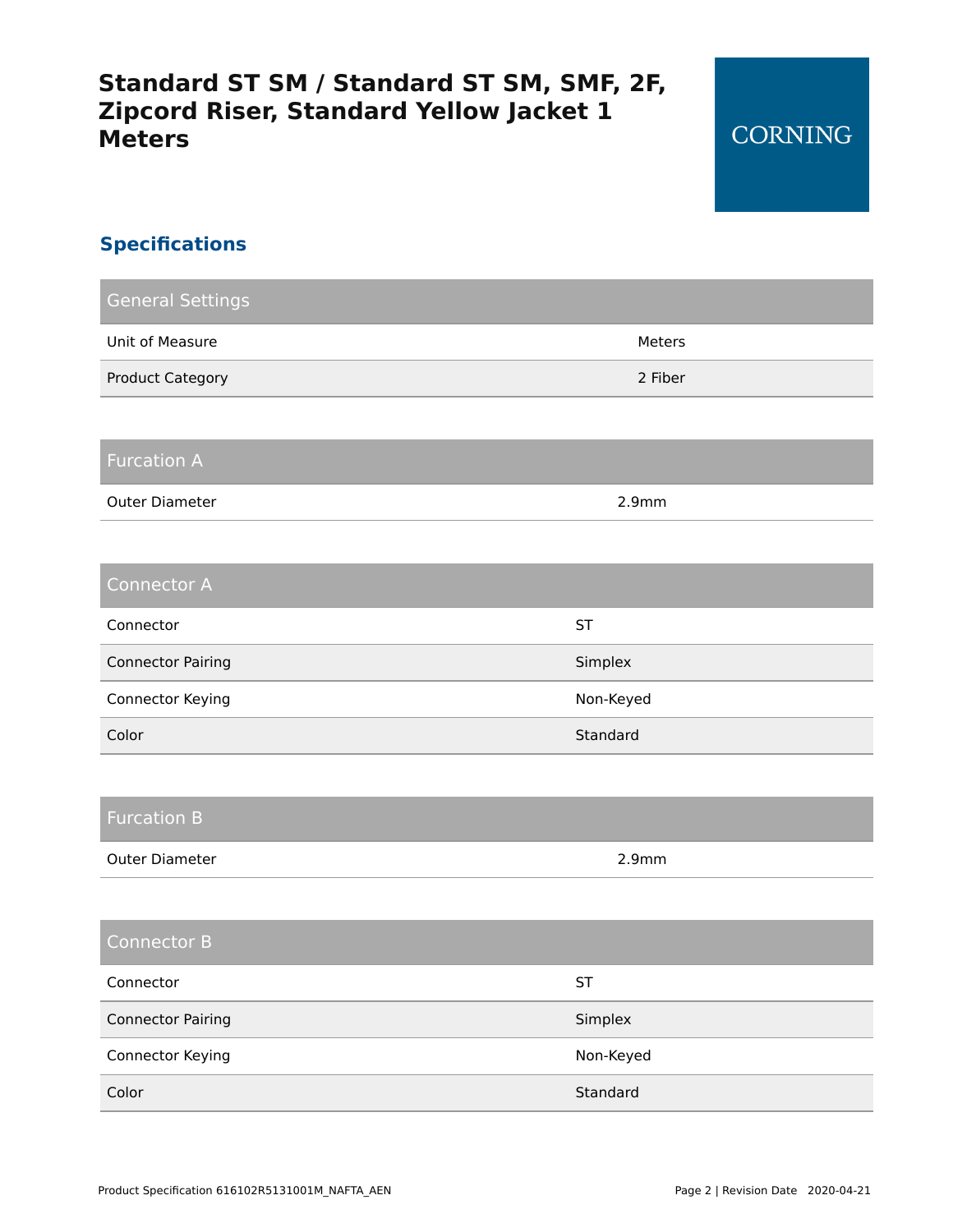# Standard ST SM / Standard ST SM, SMF, 2F, Zipcord Riser, Standard Yellow Jacket 1 Meters

CORNING

## Specifications

| General Settings | |
|---|---|
| Unit of Measure | Meters |
| Product Category | 2 Fiber |

| Furcation A | |
|---|---|
| Outer Diameter | 2.9mm |

| Connector A | |
|---|---|
| Connector | ST |
| Connector Pairing | Simplex |
| Connector Keying | Non-Keyed |
| Color | Standard |

| Furcation B | |
|---|---|
| Outer Diameter | 2.9mm |

| Connector B | |
|---|---|
| Connector | ST |
| Connector Pairing | Simplex |
| Connector Keying | Non-Keyed |
| Color | Standard |

Product Specification 616102R5131001M_NAFTA_AEN

Revision Date 2020-04-21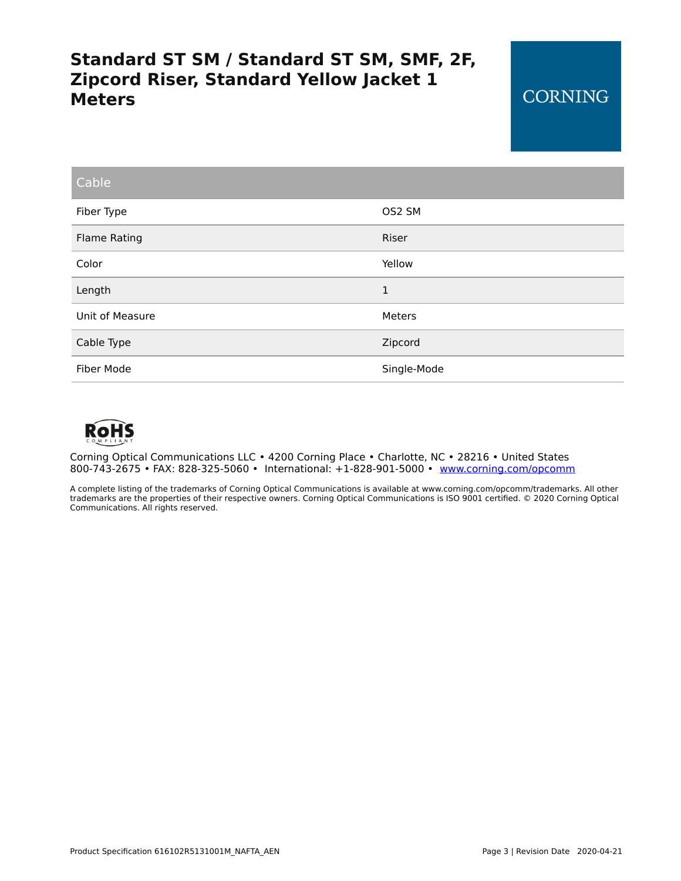# Standard ST SM / Standard ST SM, SMF, 2F, Zipcord Riser, Standard Yellow Jacket 1 Meters

CORNING

| Cable | |
|---|---|
| Fiber Type | OS2 SM |
| Flame Rating | Riser |
| Color | Yellow |
| Length | 1 |
| Unit of Measure | Meters |
| Cable Type | Zipcord |
| Fiber Mode | Single-Mode |

RoHS COMPLIANT

Corning Optical Communications LLC • 4200 Corning Place • Charlotte, NC • 28216 • United States
800-743-2675 • FAX: 828-325-5060 • International: +1-828-901-5000 • www.corning.com/opcomm

A complete listing of the trademarks of Corning Optical Communications is available at www.corning.com/opcomm/trademarks. All other trademarks are the properties of their respective owners. Corning Optical Communications is ISO 9001 certified. © 2020 Corning Optical Communications. All rights reserved.

Product Specification 616102R5131001M_NAFTA_AEN

Revision Date 2020-04-21